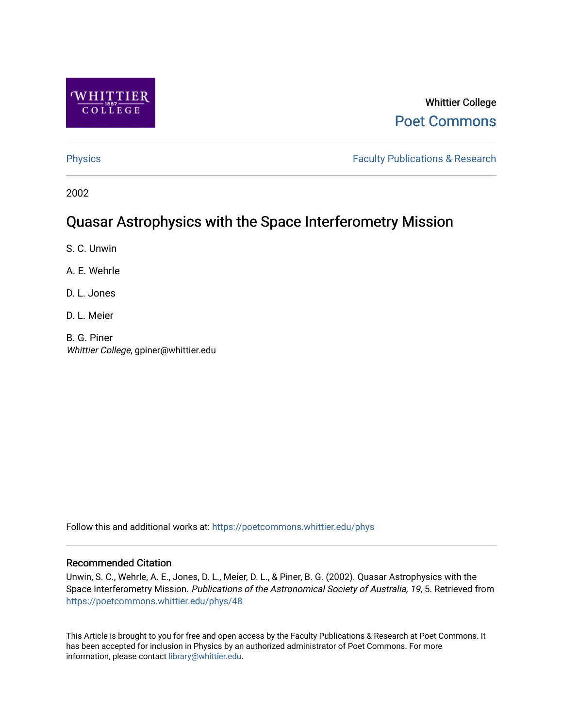Whittier College

Poet Commons

Physics

Faculty Publications & Research

2002

# Quasar Astrophysics with the Space Interferometry Mission

S. C. Unwin

A. E. Wehrle

D. L. Jones

D. L. Meier

B. G. Piner
*Whittier College*, gpiner@whittier.edu

Follow this and additional works at: https://poetcommons.whittier.edu/phys

## Recommended Citation

Unwin, S. C., Wehrle, A. E., Jones, D. L., Meier, D. L., & Piner, B. G. (2002). Quasar Astrophysics with the Space Interferometry Mission. *Publications of the Astronomical Society of Australia, 19*, 5. Retrieved from https://poetcommons.whittier.edu/phys/48

This Article is brought to you for free and open access by the Faculty Publications & Research at Poet Commons. It has been accepted for inclusion in Physics by an authorized administrator of Poet Commons. For more information, please contact library@whittier.edu.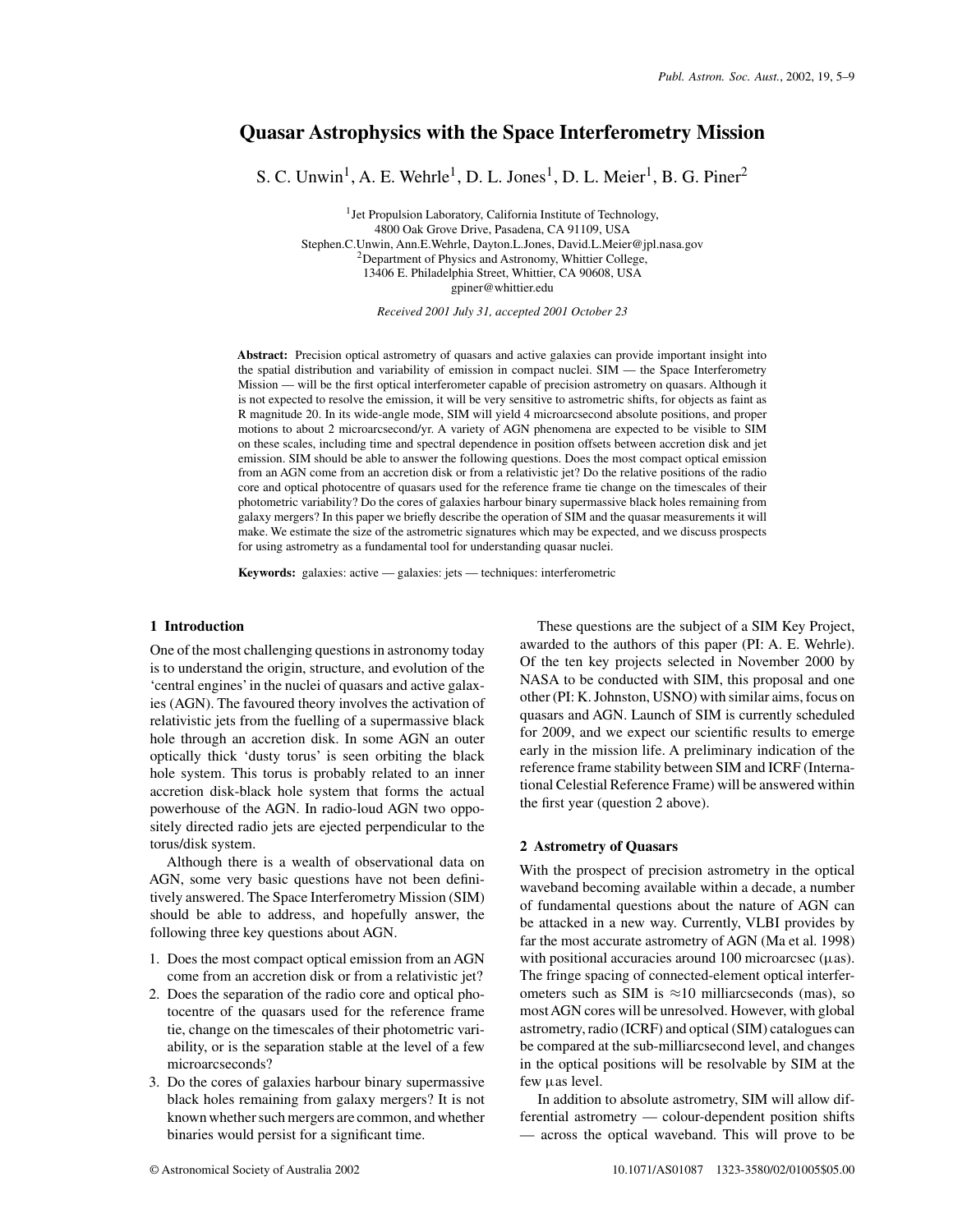# Quasar Astrophysics with the Space Interferometry Mission

S. C. Unwin[1], A. E. Wehrle[1], D. L. Jones[1], D. L. Meier[1], B. G. Piner[2]

[1]Jet Propulsion Laboratory, California Institute of Technology,
4800 Oak Grove Drive, Pasadena, CA 91109, USA
Stephen.C.Unwin, Ann.E.Wehrle, Dayton.L.Jones, David.L.Meier@jpl.nasa.gov
[2]Department of Physics and Astronomy, Whittier College,
13406 E. Philadelphia Street, Whittier, CA 90608, USA
gpiner@whittier.edu

*Received 2001 July 31, accepted 2001 October 23*

**Abstract:** Precision optical astrometry of quasars and active galaxies can provide important insight into the spatial distribution and variability of emission in compact nuclei. SIM — the Space Interferometry Mission — will be the first optical interferometer capable of precision astrometry on quasars. Although it is not expected to resolve the emission, it will be very sensitive to astrometric shifts, for objects as faint as R magnitude 20. In its wide-angle mode, SIM will yield 4 microarcsecond absolute positions, and proper motions to about 2 microarcsecond/yr. A variety of AGN phenomena are expected to be visible to SIM on these scales, including time and spectral dependence in position offsets between accretion disk and jet emission. SIM should be able to answer the following questions. Does the most compact optical emission from an AGN come from an accretion disk or from a relativistic jet? Do the relative positions of the radio core and optical photocentre of quasars used for the reference frame tie change on the timescales of their photometric variability? Do the cores of galaxies harbour binary supermassive black holes remaining from galaxy mergers? In this paper we briefly describe the operation of SIM and the quasar measurements it will make. We estimate the size of the astrometric signatures which may be expected, and we discuss prospects for using astrometry as a fundamental tool for understanding quasar nuclei.

**Keywords:** galaxies: active — galaxies: jets — techniques: interferometric

## 1 Introduction

One of the most challenging questions in astronomy today is to understand the origin, structure, and evolution of the 'central engines' in the nuclei of quasars and active galaxies (AGN). The favoured theory involves the activation of relativistic jets from the fuelling of a supermassive black hole through an accretion disk. In some AGN an outer optically thick 'dusty torus' is seen orbiting the black hole system. This torus is probably related to an inner accretion disk-black hole system that forms the actual powerhouse of the AGN. In radio-loud AGN two oppositely directed radio jets are ejected perpendicular to the torus/disk system.

Although there is a wealth of observational data on AGN, some very basic questions have not been definitively answered. The Space Interferometry Mission (SIM) should be able to address, and hopefully answer, the following three key questions about AGN.

1. Does the most compact optical emission from an AGN come from an accretion disk or from a relativistic jet?
2. Does the separation of the radio core and optical photocentre of the quasars used for the reference frame tie, change on the timescales of their photometric variability, or is the separation stable at the level of a few microarcseconds?
3. Do the cores of galaxies harbour binary supermassive black holes remaining from galaxy mergers? It is not known whether such mergers are common, and whether binaries would persist for a significant time.

These questions are the subject of a SIM Key Project, awarded to the authors of this paper (PI: A. E. Wehrle). Of the ten key projects selected in November 2000 by NASA to be conducted with SIM, this proposal and one other (PI: K. Johnston, USNO) with similar aims, focus on quasars and AGN. Launch of SIM is currently scheduled for 2009, and we expect our scientific results to emerge early in the mission life. A preliminary indication of the reference frame stability between SIM and ICRF (International Celestial Reference Frame) will be answered within the first year (question 2 above).

## 2 Astrometry of Quasars

With the prospect of precision astrometry in the optical waveband becoming available within a decade, a number of fundamental questions about the nature of AGN can be attacked in a new way. Currently, VLBI provides by far the most accurate astrometry of AGN (Ma et al. 1998) with positional accuracies around 100 microarcsec (μas). The fringe spacing of connected-element optical interferometers such as SIM is ≈10 milliarcseconds (mas), so most AGN cores will be unresolved. However, with global astrometry, radio (ICRF) and optical (SIM) catalogues can be compared at the sub-milliarcsecond level, and changes in the optical positions will be resolvable by SIM at the few μas level.

In addition to absolute astrometry, SIM will allow differential astrometry — colour-dependent position shifts — across the optical waveband. This will prove to be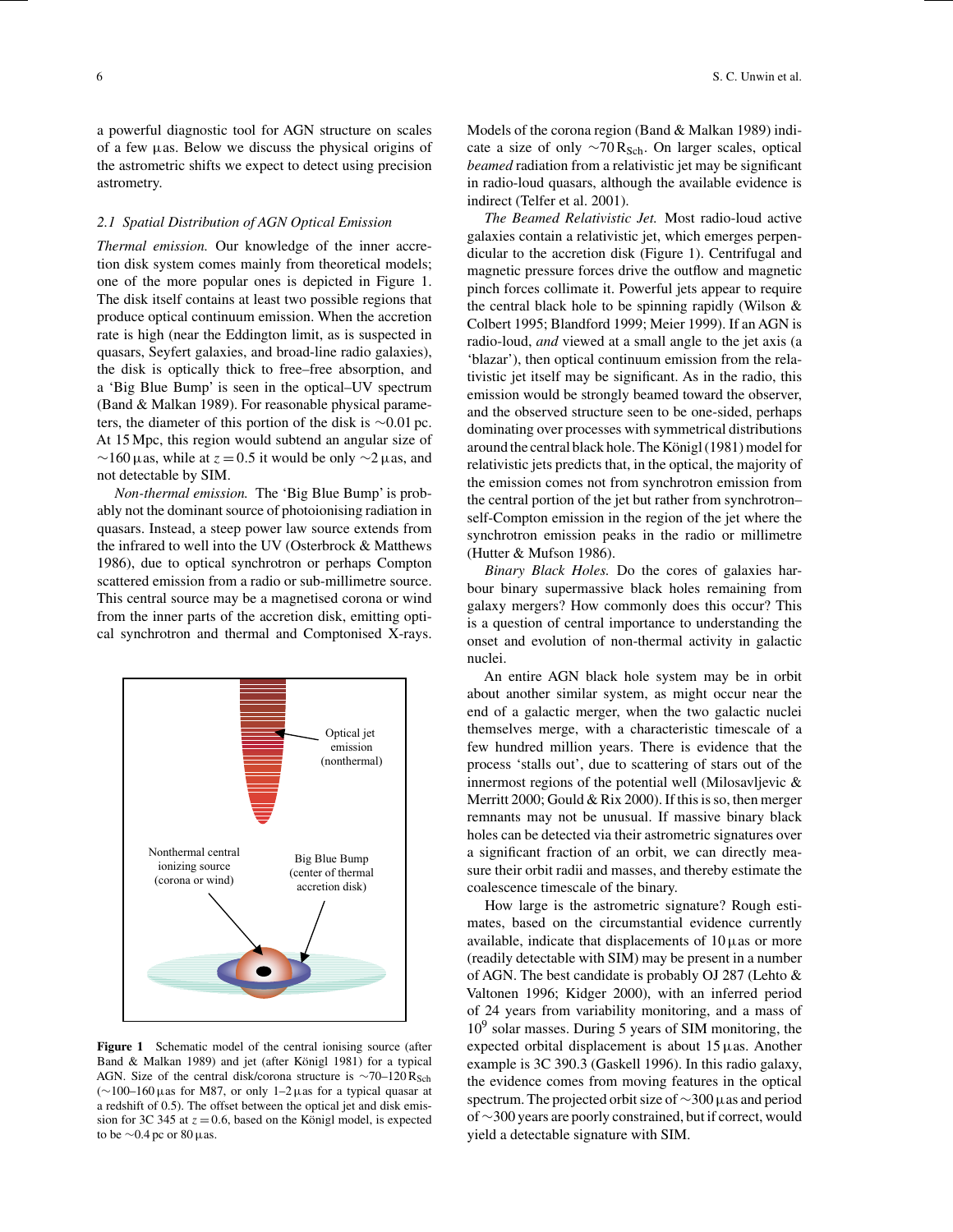a powerful diagnostic tool for AGN structure on scales of a few μas. Below we discuss the physical origins of the astrometric shifts we expect to detect using precision astrometry.

### 2.1 Spatial Distribution of AGN Optical Emission

*Thermal emission.* Our knowledge of the inner accretion disk system comes mainly from theoretical models; one of the more popular ones is depicted in Figure 1. The disk itself contains at least two possible regions that produce optical continuum emission. When the accretion rate is high (near the Eddington limit, as is suspected in quasars, Seyfert galaxies, and broad-line radio galaxies), the disk is optically thick to free–free absorption, and a 'Big Blue Bump' is seen in the optical–UV spectrum (Band & Malkan 1989). For reasonable physical parameters, the diameter of this portion of the disk is ∼0.01 pc. At 15 Mpc, this region would subtend an angular size of ∼160 μas, while at $z = 0.5$ it would be only ∼2 μas, and not detectable by SIM.

*Non-thermal emission.* The 'Big Blue Bump' is probably not the dominant source of photoionising radiation in quasars. Instead, a steep power law source extends from the infrared to well into the UV (Osterbrock & Matthews 1986), due to optical synchrotron or perhaps Compton scattered emission from a radio or sub-millimetre source. This central source may be a magnetised corona or wind from the inner parts of the accretion disk, emitting optical synchrotron and thermal and Comptonised X-rays.

**Figure 1** Schematic model of the central ionising source (after Band & Malkan 1989) and jet (after Königl 1981) for a typical AGN. Size of the central disk/corona structure is ∼70–120 $R_{Sch}$ (∼100–160 μas for M87, or only 1–2 μas for a typical quasar at a redshift of 0.5). The offset between the optical jet and disk emission for 3C 345 at $z = 0.6$, based on the Königl model, is expected to be ∼0.4 pc or 80 μas.

Models of the corona region (Band & Malkan 1989) indicate a size of only ∼70 $R_{Sch}$. On larger scales, optical *beamed* radiation from a relativistic jet may be significant in radio-loud quasars, although the available evidence is indirect (Telfer et al. 2001).

*The Beamed Relativistic Jet.* Most radio-loud active galaxies contain a relativistic jet, which emerges perpendicular to the accretion disk (Figure 1). Centrifugal and magnetic pressure forces drive the outflow and magnetic pinch forces collimate it. Powerful jets appear to require the central black hole to be spinning rapidly (Wilson & Colbert 1995; Blandford 1999; Meier 1999). If an AGN is radio-loud, *and* viewed at a small angle to the jet axis (a 'blazar'), then optical continuum emission from the relativistic jet itself may be significant. As in the radio, this emission would be strongly beamed toward the observer, and the observed structure seen to be one-sided, perhaps dominating over processes with symmetrical distributions around the central black hole. The Königl (1981) model for relativistic jets predicts that, in the optical, the majority of the emission comes not from synchrotron emission from the central portion of the jet but rather from synchrotron–self-Compton emission in the region of the jet where the synchrotron emission peaks in the radio or millimetre (Hutter & Mufson 1986).

*Binary Black Holes.* Do the cores of galaxies harbour binary supermassive black holes remaining from galaxy mergers? How commonly does this occur? This is a question of central importance to understanding the onset and evolution of non-thermal activity in galactic nuclei.

An entire AGN black hole system may be in orbit about another similar system, as might occur near the end of a galactic merger, when the two galactic nuclei themselves merge, with a characteristic timescale of a few hundred million years. There is evidence that the process 'stalls out', due to scattering of stars out of the innermost regions of the potential well (Milosavljevic & Merritt 2000; Gould & Rix 2000). If this is so, then merger remnants may not be unusual. If massive binary black holes can be detected via their astrometric signatures over a significant fraction of an orbit, we can directly measure their orbit radii and masses, and thereby estimate the coalescence timescale of the binary.

How large is the astrometric signature? Rough estimates, based on the circumstantial evidence currently available, indicate that displacements of 10 μas or more (readily detectable with SIM) may be present in a number of AGN. The best candidate is probably OJ 287 (Lehto & Valtonen 1996; Kidger 2000), with an inferred period of 24 years from variability monitoring, and a mass of $10^9$ solar masses. During 5 years of SIM monitoring, the expected orbital displacement is about 15 μas. Another example is 3C 390.3 (Gaskell 1996). In this radio galaxy, the evidence comes from moving features in the optical spectrum. The projected orbit size of ∼300 μas and period of ∼300 years are poorly constrained, but if correct, would yield a detectable signature with SIM.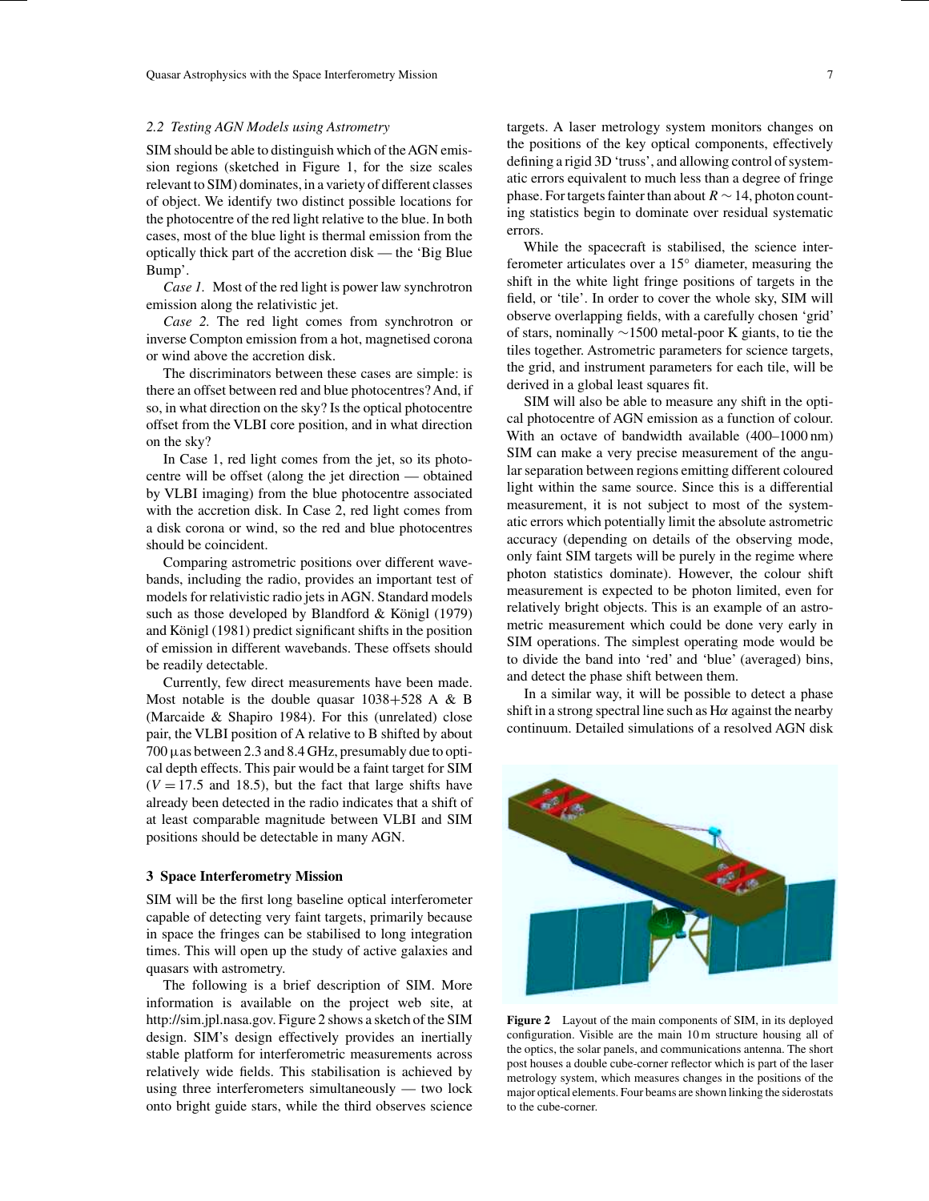### 2.2 Testing AGN Models using Astrometry

SIM should be able to distinguish which of the AGN emission regions (sketched in Figure 1, for the size scales relevant to SIM) dominates, in a variety of different classes of object. We identify two distinct possible locations for the photocentre of the red light relative to the blue. In both cases, most of the blue light is thermal emission from the optically thick part of the accretion disk — the 'Big Blue Bump'.

*Case 1.* Most of the red light is power law synchrotron emission along the relativistic jet.

*Case 2.* The red light comes from synchrotron or inverse Compton emission from a hot, magnetised corona or wind above the accretion disk.

The discriminators between these cases are simple: is there an offset between red and blue photocentres? And, if so, in what direction on the sky? Is the optical photocentre offset from the VLBI core position, and in what direction on the sky?

In Case 1, red light comes from the jet, so its photocentre will be offset (along the jet direction — obtained by VLBI imaging) from the blue photocentre associated with the accretion disk. In Case 2, red light comes from a disk corona or wind, so the red and blue photocentres should be coincident.

Comparing astrometric positions over different wavebands, including the radio, provides an important test of models for relativistic radio jets in AGN. Standard models such as those developed by Blandford & Königl (1979) and Königl (1981) predict significant shifts in the position of emission in different wavebands. These offsets should be readily detectable.

Currently, few direct measurements have been made. Most notable is the double quasar 1038+528 A & B (Marcaide & Shapiro 1984). For this (unrelated) close pair, the VLBI position of A relative to B shifted by about 700 μas between 2.3 and 8.4 GHz, presumably due to optical depth effects. This pair would be a faint target for SIM ($V = 17.5$ and 18.5), but the fact that large shifts have already been detected in the radio indicates that a shift of at least comparable magnitude between VLBI and SIM positions should be detectable in many AGN.

## 3 Space Interferometry Mission

SIM will be the first long baseline optical interferometer capable of detecting very faint targets, primarily because in space the fringes can be stabilised to long integration times. This will open up the study of active galaxies and quasars with astrometry.

The following is a brief description of SIM. More information is available on the project web site, at http://sim.jpl.nasa.gov. Figure 2 shows a sketch of the SIM design. SIM's design effectively provides an inertially stable platform for interferometric measurements across relatively wide fields. This stabilisation is achieved by using three interferometers simultaneously — two lock onto bright guide stars, while the third observes science targets. A laser metrology system monitors changes on the positions of the key optical components, effectively defining a rigid 3D 'truss', and allowing control of systematic errors equivalent to much less than a degree of fringe phase. For targets fainter than about $R \sim 14$, photon counting statistics begin to dominate over residual systematic errors.

While the spacecraft is stabilised, the science interferometer articulates over a 15° diameter, measuring the shift in the white light fringe positions of targets in the field, or 'tile'. In order to cover the whole sky, SIM will observe overlapping fields, with a carefully chosen 'grid' of stars, nominally ∼1500 metal-poor K giants, to tie the tiles together. Astrometric parameters for science targets, the grid, and instrument parameters for each tile, will be derived in a global least squares fit.

SIM will also be able to measure any shift in the optical photocentre of AGN emission as a function of colour. With an octave of bandwidth available (400–1000 nm) SIM can make a very precise measurement of the angular separation between regions emitting different coloured light within the same source. Since this is a differential measurement, it is not subject to most of the systematic errors which potentially limit the absolute astrometric accuracy (depending on details of the observing mode, only faint SIM targets will be purely in the regime where photon statistics dominate). However, the colour shift measurement is expected to be photon limited, even for relatively bright objects. This is an example of an astrometric measurement which could be done very early in SIM operations. The simplest operating mode would be to divide the band into 'red' and 'blue' (averaged) bins, and detect the phase shift between them.

In a similar way, it will be possible to detect a phase shift in a strong spectral line such as Hα against the nearby continuum. Detailed simulations of a resolved AGN disk

**Figure 2** Layout of the main components of SIM, in its deployed configuration. Visible are the main 10 m structure housing all of the optics, the solar panels, and communications antenna. The short post houses a double cube-corner reflector which is part of the laser metrology system, which measures changes in the positions of the major optical elements. Four beams are shown linking the siderostats to the cube-corner.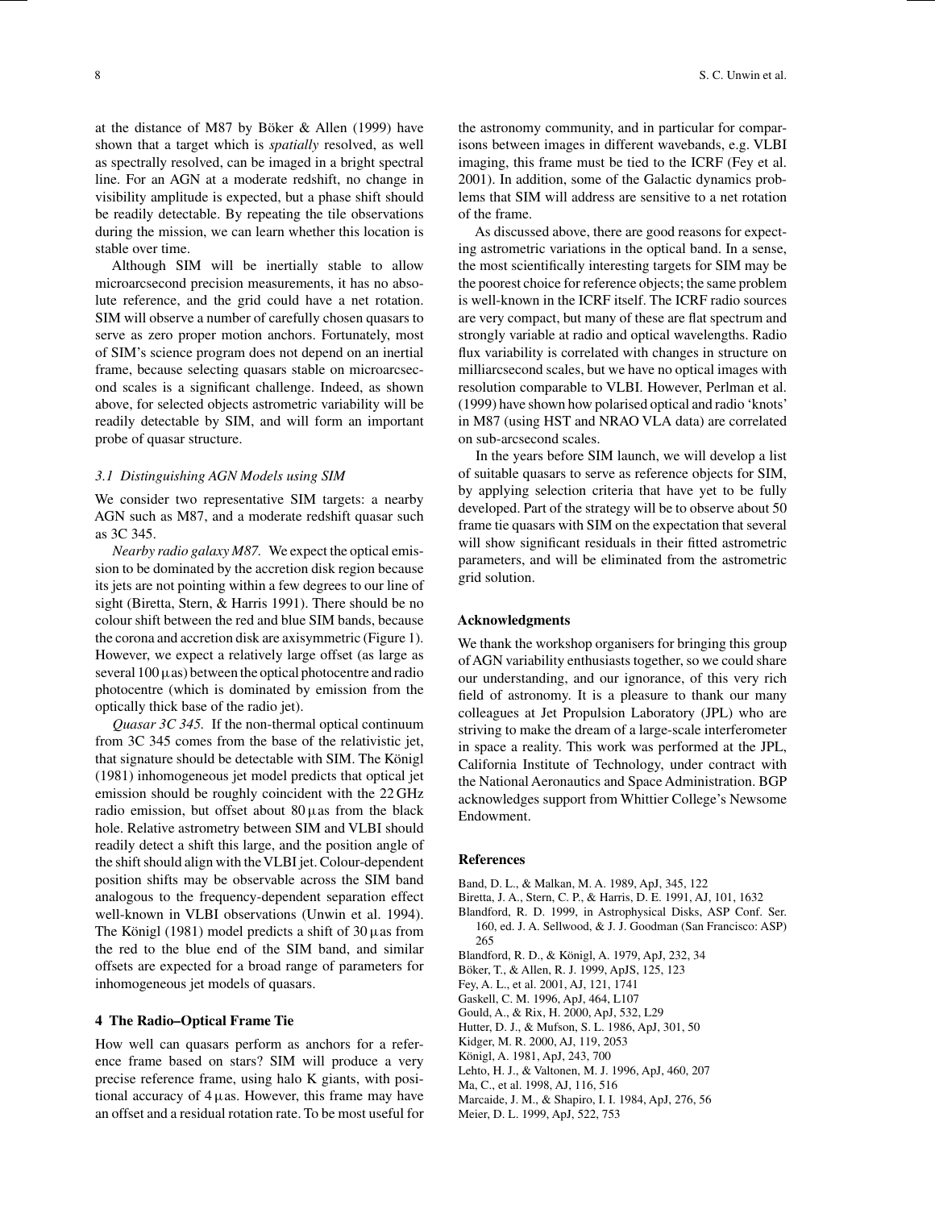at the distance of M87 by Böker & Allen (1999) have shown that a target which is *spatially* resolved, as well as spectrally resolved, can be imaged in a bright spectral line. For an AGN at a moderate redshift, no change in visibility amplitude is expected, but a phase shift should be readily detectable. By repeating the tile observations during the mission, we can learn whether this location is stable over time.

Although SIM will be inertially stable to allow microarcsecond precision measurements, it has no absolute reference, and the grid could have a net rotation. SIM will observe a number of carefully chosen quasars to serve as zero proper motion anchors. Fortunately, most of SIM's science program does not depend on an inertial frame, because selecting quasars stable on microarcsecond scales is a significant challenge. Indeed, as shown above, for selected objects astrometric variability will be readily detectable by SIM, and will form an important probe of quasar structure.

### 3.1 Distinguishing AGN Models using SIM

We consider two representative SIM targets: a nearby AGN such as M87, and a moderate redshift quasar such as 3C 345.

*Nearby radio galaxy M87.* We expect the optical emission to be dominated by the accretion disk region because its jets are not pointing within a few degrees to our line of sight (Biretta, Stern, & Harris 1991). There should be no colour shift between the red and blue SIM bands, because the corona and accretion disk are axisymmetric (Figure 1). However, we expect a relatively large offset (as large as several 100 μas) between the optical photocentre and radio photocentre (which is dominated by emission from the optically thick base of the radio jet).

*Quasar 3C 345.* If the non-thermal optical continuum from 3C 345 comes from the base of the relativistic jet, that signature should be detectable with SIM. The Königl (1981) inhomogeneous jet model predicts that optical jet emission should be roughly coincident with the 22 GHz radio emission, but offset about 80 μas from the black hole. Relative astrometry between SIM and VLBI should readily detect a shift this large, and the position angle of the shift should align with the VLBI jet. Colour-dependent position shifts may be observable across the SIM band analogous to the frequency-dependent separation effect well-known in VLBI observations (Unwin et al. 1994). The Königl (1981) model predicts a shift of 30 μas from the red to the blue end of the SIM band, and similar offsets are expected for a broad range of parameters for inhomogeneous jet models of quasars.

## 4 The Radio–Optical Frame Tie

How well can quasars perform as anchors for a reference frame based on stars? SIM will produce a very precise reference frame, using halo K giants, with positional accuracy of 4 μas. However, this frame may have an offset and a residual rotation rate. To be most useful for the astronomy community, and in particular for comparisons between images in different wavebands, e.g. VLBI imaging, this frame must be tied to the ICRF (Fey et al. 2001). In addition, some of the Galactic dynamics problems that SIM will address are sensitive to a net rotation of the frame.

As discussed above, there are good reasons for expecting astrometric variations in the optical band. In a sense, the most scientifically interesting targets for SIM may be the poorest choice for reference objects; the same problem is well-known in the ICRF itself. The ICRF radio sources are very compact, but many of these are flat spectrum and strongly variable at radio and optical wavelengths. Radio flux variability is correlated with changes in structure on milliarcsecond scales, but we have no optical images with resolution comparable to VLBI. However, Perlman et al. (1999) have shown how polarised optical and radio 'knots' in M87 (using HST and NRAO VLA data) are correlated on sub-arcsecond scales.

In the years before SIM launch, we will develop a list of suitable quasars to serve as reference objects for SIM, by applying selection criteria that have yet to be fully developed. Part of the strategy will be to observe about 50 frame tie quasars with SIM on the expectation that several will show significant residuals in their fitted astrometric parameters, and will be eliminated from the astrometric grid solution.

## Acknowledgments

We thank the workshop organisers for bringing this group of AGN variability enthusiasts together, so we could share our understanding, and our ignorance, of this very rich field of astronomy. It is a pleasure to thank our many colleagues at Jet Propulsion Laboratory (JPL) who are striving to make the dream of a large-scale interferometer in space a reality. This work was performed at the JPL, California Institute of Technology, under contract with the National Aeronautics and Space Administration. BGP acknowledges support from Whittier College's Newsome Endowment.

## References

Band, D. L., & Malkan, M. A. 1989, ApJ, 345, 122
Biretta, J. A., Stern, C. P., & Harris, D. E. 1991, AJ, 101, 1632
Blandford, R. D. 1999, in Astrophysical Disks, ASP Conf. Ser. 160, ed. J. A. Sellwood, & J. J. Goodman (San Francisco: ASP) 265
Blandford, R. D., & Königl, A. 1979, ApJ, 232, 34
Böker, T., & Allen, R. J. 1999, ApJS, 125, 123
Fey, A. L., et al. 2001, AJ, 121, 1741
Gaskell, C. M. 1996, ApJ, 464, L107
Gould, A., & Rix, H. 2000, ApJ, 532, L29
Hutter, D. J., & Mufson, S. L. 1986, ApJ, 301, 50
Kidger, M. R. 2000, AJ, 119, 2053
Königl, A. 1981, ApJ, 243, 700
Lehto, H. J., & Valtonen, M. J. 1996, ApJ, 460, 207
Ma, C., et al. 1998, AJ, 116, 516
Marcaide, J. M., & Shapiro, I. I. 1984, ApJ, 276, 56
Meier, D. L. 1999, ApJ, 522, 753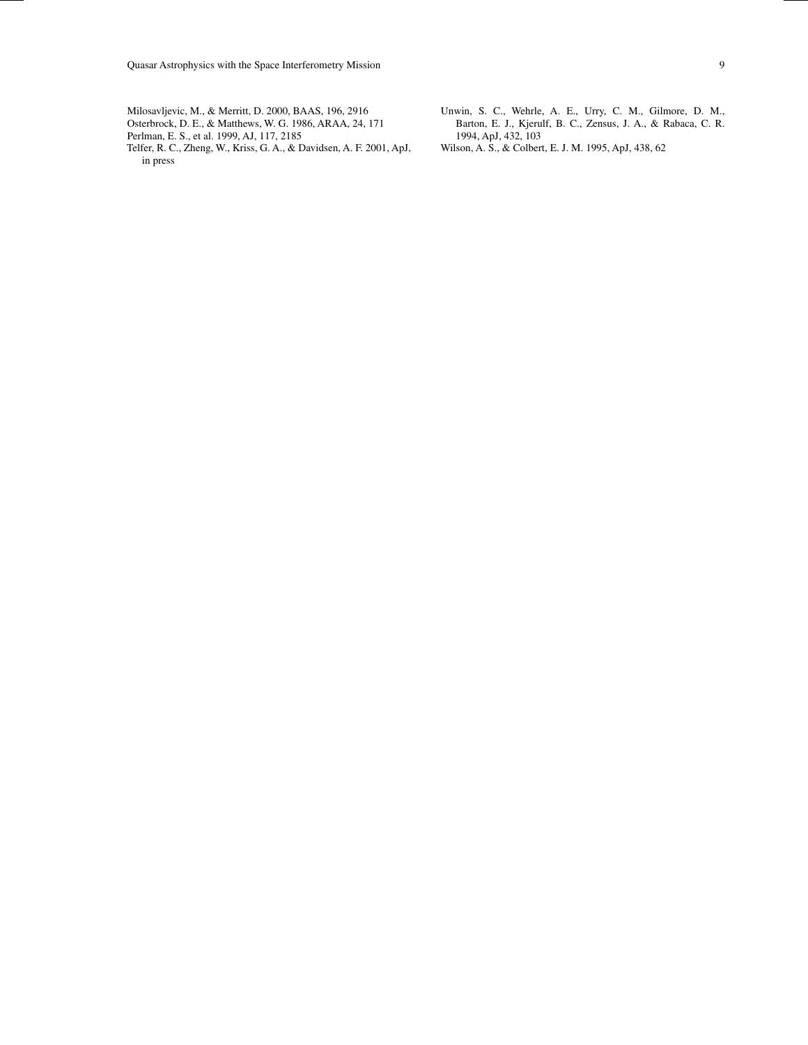Milosavljevic, M., & Merritt, D. 2000, BAAS, 196, 2916

Osterbrock, D. E., & Matthews, W. G. 1986, ARAA, 24, 171

Perlman, E. S., et al. 1999, AJ, 117, 2185

Telfer, R. C., Zheng, W., Kriss, G. A., & Davidsen, A. F. 2001, ApJ, in press

Unwin, S. C., Wehrle, A. E., Urry, C. M., Gilmore, D. M., Barton, E. J., Kjerulf, B. C., Zensus, J. A., & Rabaca, C. R. 1994, ApJ, 432, 103

Wilson, A. S., & Colbert, E. J. M. 1995, ApJ, 438, 62